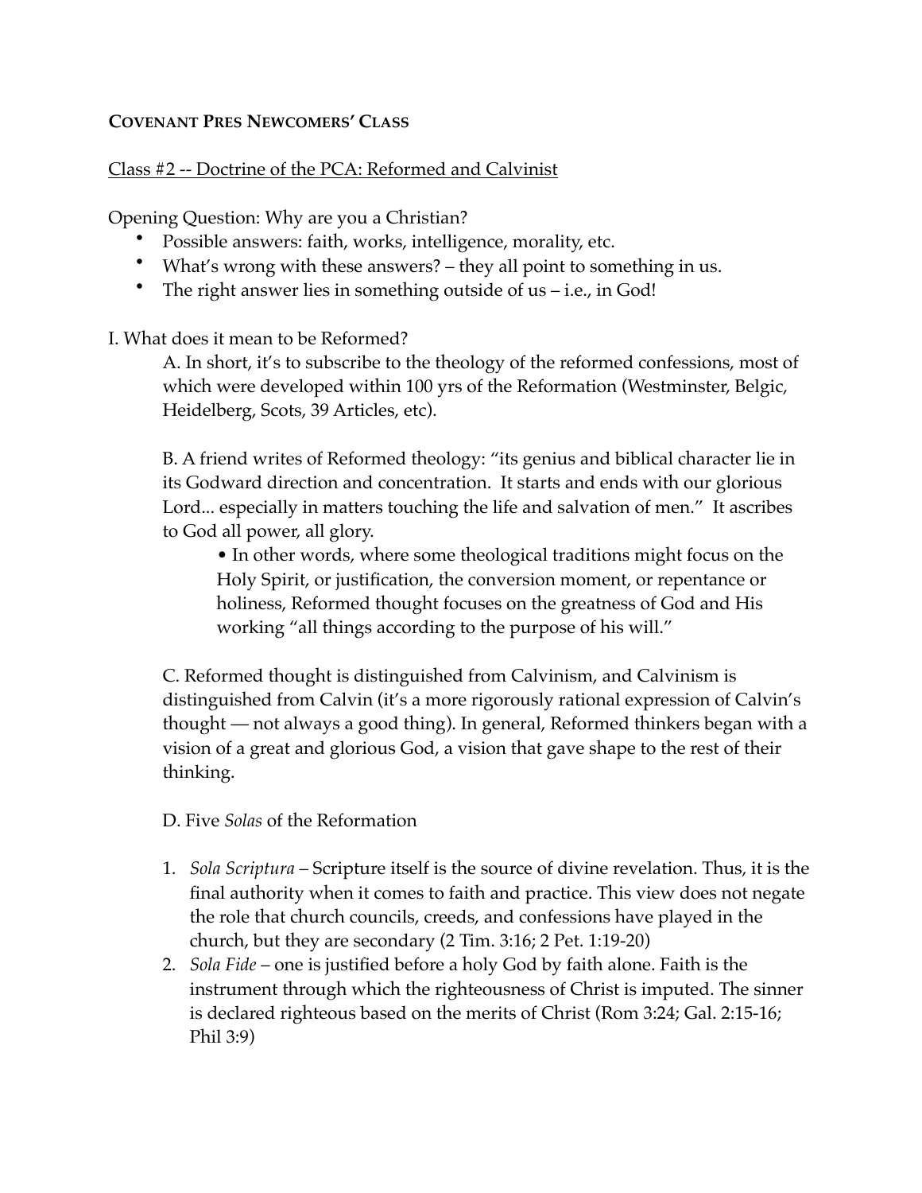**COVENANT PRES NEWCOMERS' CLASS**

Class #2 -- Doctrine of the PCA: Reformed and Calvinist

Opening Question: Why are you a Christian?

- Possible answers: faith, works, intelligence, morality, etc.
- What's wrong with these answers? – they all point to something in us.
- The right answer lies in something outside of us – i.e., in God!

I. What does it mean to be Reformed?

A. In short, it's to subscribe to the theology of the reformed confessions, most of which were developed within 100 yrs of the Reformation (Westminster, Belgic, Heidelberg, Scots, 39 Articles, etc).

B. A friend writes of Reformed theology: "its genius and biblical character lie in its Godward direction and concentration. It starts and ends with our glorious Lord... especially in matters touching the life and salvation of men." It ascribes to God all power, all glory.

- In other words, where some theological traditions might focus on the Holy Spirit, or justification, the conversion moment, or repentance or holiness, Reformed thought focuses on the greatness of God and His working "all things according to the purpose of his will."

C. Reformed thought is distinguished from Calvinism, and Calvinism is distinguished from Calvin (it's a more rigorously rational expression of Calvin's thought — not always a good thing). In general, Reformed thinkers began with a vision of a great and glorious God, a vision that gave shape to the rest of their thinking.

D. Five *Solas* of the Reformation

1. *Sola Scriptura* – Scripture itself is the source of divine revelation. Thus, it is the final authority when it comes to faith and practice. This view does not negate the role that church councils, creeds, and confessions have played in the church, but they are secondary (2 Tim. 3:16; 2 Pet. 1:19-20)
2. *Sola Fide* – one is justified before a holy God by faith alone. Faith is the instrument through which the righteousness of Christ is imputed. The sinner is declared righteous based on the merits of Christ (Rom 3:24; Gal. 2:15-16; Phil 3:9)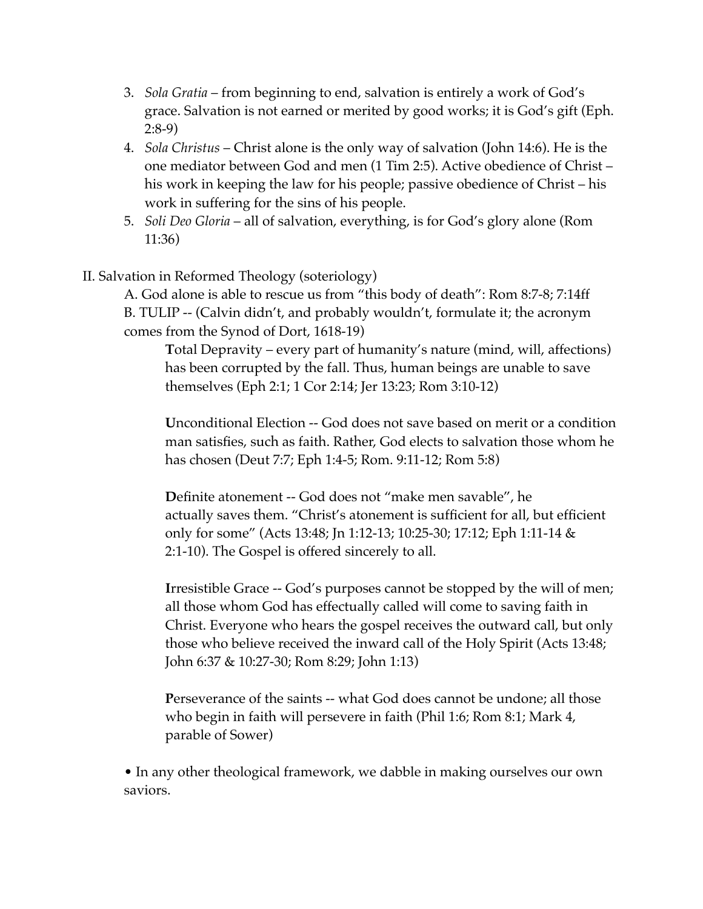3. *Sola Gratia* – from beginning to end, salvation is entirely a work of God's grace. Salvation is not earned or merited by good works; it is God's gift (Eph. 2:8-9)
4. *Sola Christus* – Christ alone is the only way of salvation (John 14:6). He is the one mediator between God and men (1 Tim 2:5). Active obedience of Christ – his work in keeping the law for his people; passive obedience of Christ – his work in suffering for the sins of his people.
5. *Soli Deo Gloria* – all of salvation, everything, is for God's glory alone (Rom 11:36)

II. Salvation in Reformed Theology (soteriology)

A. God alone is able to rescue us from "this body of death": Rom 8:7-8; 7:14ff

B. TULIP -- (Calvin didn't, and probably wouldn't, formulate it; the acronym comes from the Synod of Dort, 1618-19)

**T**otal Depravity – every part of humanity's nature (mind, will, affections) has been corrupted by the fall. Thus, human beings are unable to save themselves (Eph 2:1; 1 Cor 2:14; Jer 13:23; Rom 3:10-12)

**U**nconditional Election -- God does not save based on merit or a condition man satisfies, such as faith. Rather, God elects to salvation those whom he has chosen (Deut 7:7; Eph 1:4-5; Rom. 9:11-12; Rom 5:8)

**D**efinite atonement -- God does not "make men savable", he actually saves them. "Christ's atonement is sufficient for all, but efficient only for some" (Acts 13:48; Jn 1:12-13; 10:25-30; 17:12; Eph 1:11-14 & 2:1-10). The Gospel is offered sincerely to all.

**I**rresistible Grace -- God's purposes cannot be stopped by the will of men; all those whom God has effectually called will come to saving faith in Christ. Everyone who hears the gospel receives the outward call, but only those who believe received the inward call of the Holy Spirit (Acts 13:48; John 6:37 & 10:27-30; Rom 8:29; John 1:13)

**P**erseverance of the saints -- what God does cannot be undone; all those who begin in faith will persevere in faith (Phil 1:6; Rom 8:1; Mark 4, parable of Sower)

• In any other theological framework, we dabble in making ourselves our own saviors.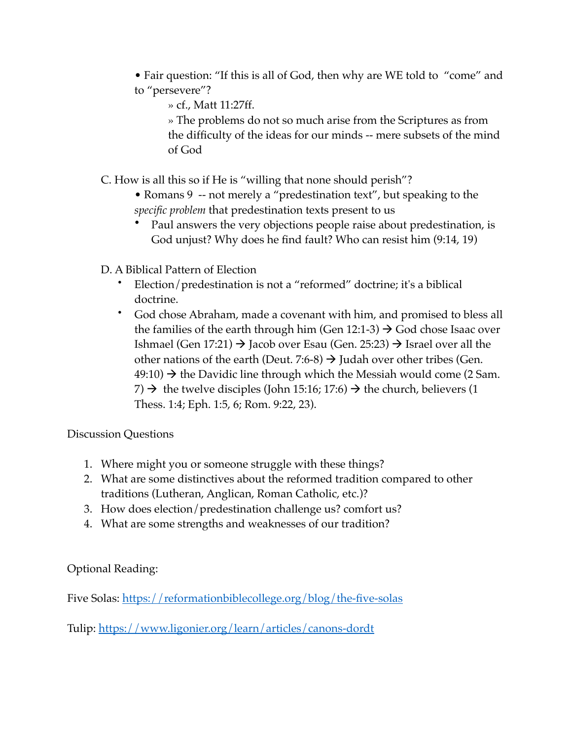- Fair question: "If this is all of God, then why are WE told to "come" and to "persevere"?
  - » cf., Matt 11:27ff.
  - » The problems do not so much arise from the Scriptures as from the difficulty of the ideas for our minds -- mere subsets of the mind of God

C. How is all this so if He is "willing that none should perish"?

- Romans 9 -- not merely a "predestination text", but speaking to the *specific problem* that predestination texts present to us
  - Paul answers the very objections people raise about predestination, is God unjust? Why does he find fault? Who can resist him (9:14, 19)

D. A Biblical Pattern of Election

- Election/predestination is not a "reformed" doctrine; it's a biblical doctrine.
- God chose Abraham, made a covenant with him, and promised to bless all the families of the earth through him (Gen 12:1-3) → God chose Isaac over Ishmael (Gen 17:21) → Jacob over Esau (Gen. 25:23) → Israel over all the other nations of the earth (Deut. 7:6-8) → Judah over other tribes (Gen. 49:10) → the Davidic line through which the Messiah would come (2 Sam. 7) → the twelve disciples (John 15:16; 17:6) → the church, believers (1 Thess. 1:4; Eph. 1:5, 6; Rom. 9:22, 23).

Discussion Questions

1. Where might you or someone struggle with these things?
2. What are some distinctives about the reformed tradition compared to other traditions (Lutheran, Anglican, Roman Catholic, etc.)?
3. How does election/predestination challenge us? comfort us?
4. What are some strengths and weaknesses of our tradition?

Optional Reading:

Five Solas: https://reformationbiblecollege.org/blog/the-five-solas

Tulip: https://www.ligonier.org/learn/articles/canons-dordt